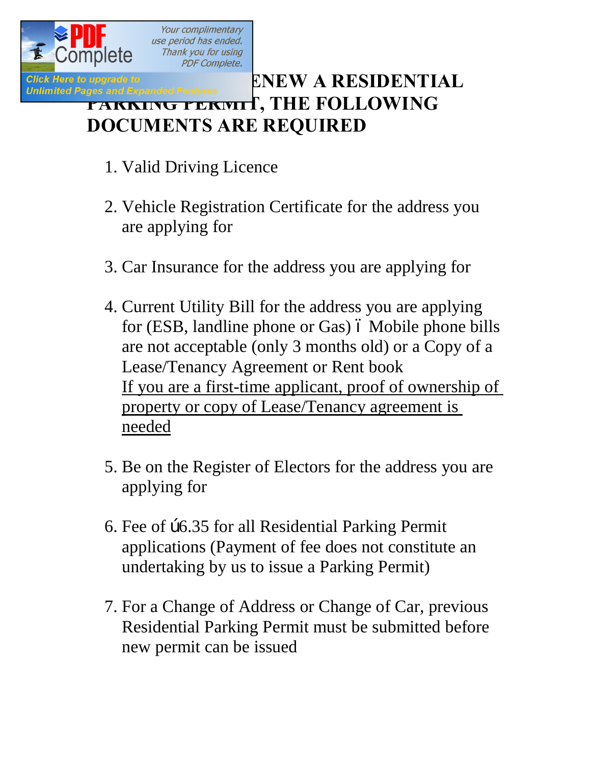# ENEW A RESIDENTIAL PARKING PERMIT, THE FOLLOWING DOCUMENTS ARE REQUIRED

1. Valid Driving Licence

2. Vehicle Registration Certificate for the address you are applying for

3. Car Insurance for the address you are applying for

4. Current Utility Bill for the address you are applying for (ESB, landline phone or Gas) ï Mobile phone bills are not acceptable (only 3 months old) or a Copy of a Lease/Tenancy Agreement or Rent book
   <u>If you are a first-time applicant, proof of ownership of property or copy of Lease/Tenancy agreement is needed</u>

5. Be on the Register of Electors for the address you are applying for

6. Fee of ú6.35 for all Residential Parking Permit applications (Payment of fee does not constitute an undertaking by us to issue a Parking Permit)

7. For a Change of Address or Change of Car, previous Residential Parking Permit must be submitted before new permit can be issued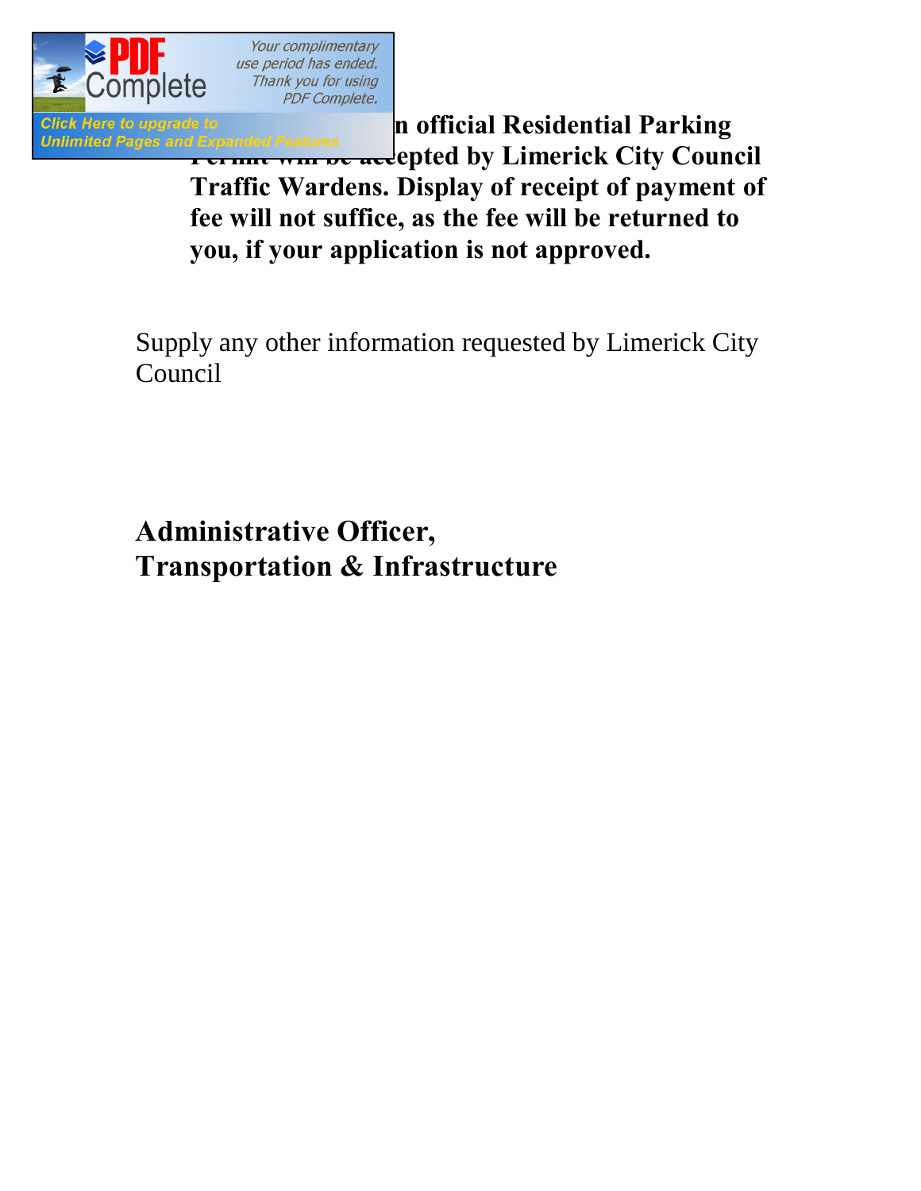**n official Residential Parking ~~Permit will be ac~~cepted by Limerick City Council Traffic Wardens. Display of receipt of payment of fee will not suffice, as the fee will be returned to you, if your application is not approved.**

Supply any other information requested by Limerick City Council

**Administrative Officer,**
**Transportation & Infrastructure**